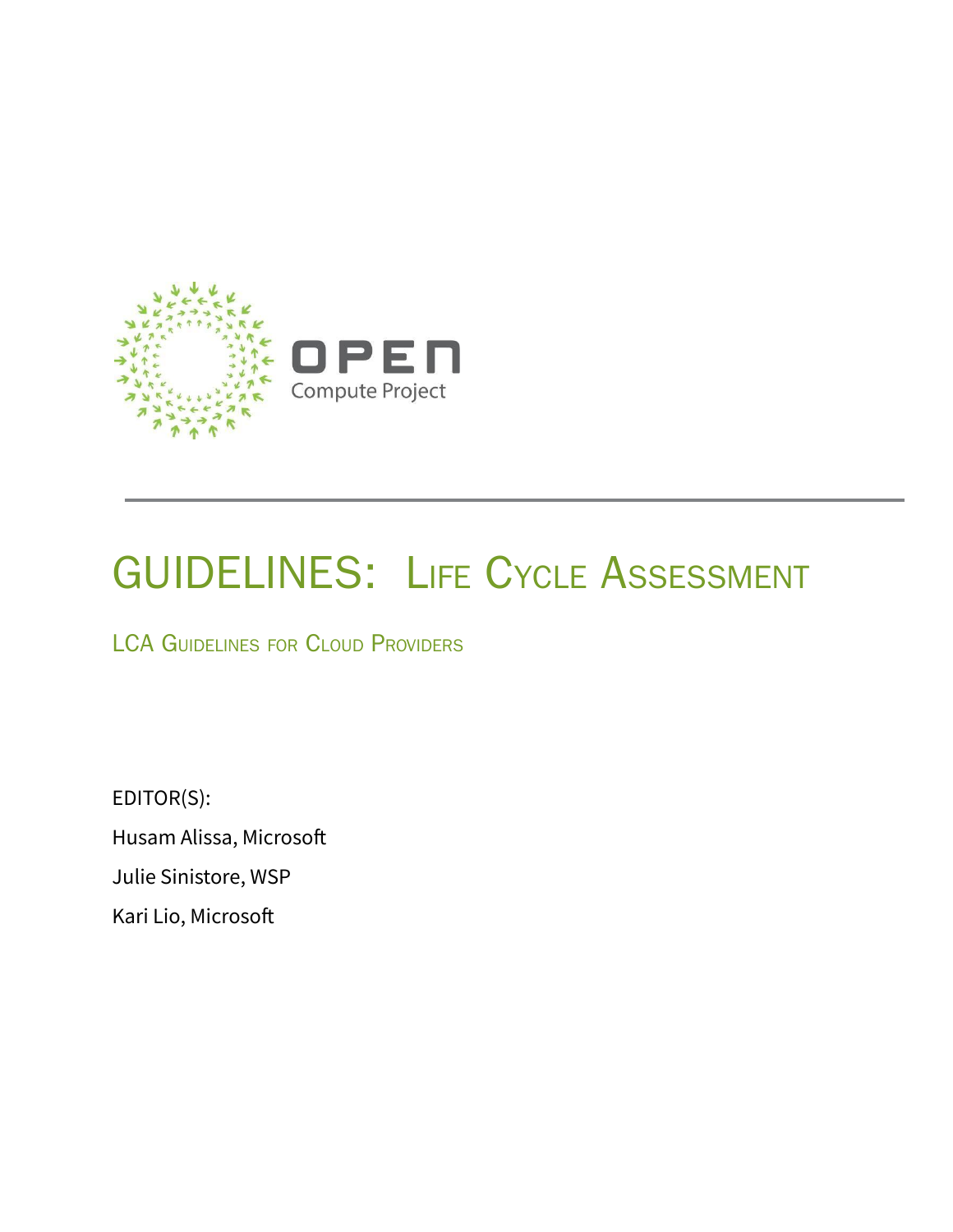OPEN Compute Project

# GUIDELINES: Life Cycle Assessment

## LCA Guidelines for Cloud Providers

EDITOR(S):

Husam Alissa, Microsoft

Julie Sinistore, WSP

Kari Lio, Microsoft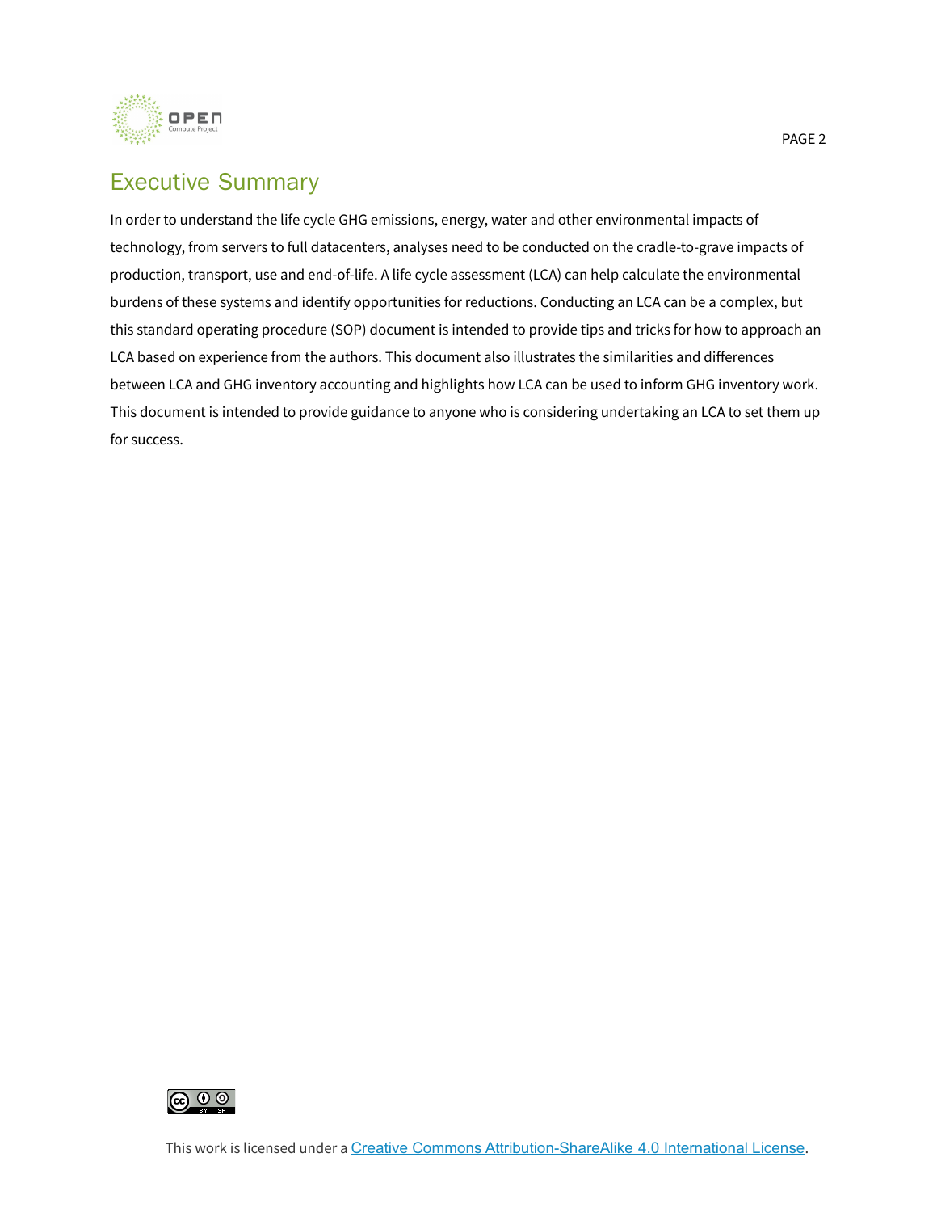# Executive Summary

In order to understand the life cycle GHG emissions, energy, water and other environmental impacts of technology, from servers to full datacenters, analyses need to be conducted on the cradle-to-grave impacts of production, transport, use and end-of-life. A life cycle assessment (LCA) can help calculate the environmental burdens of these systems and identify opportunities for reductions. Conducting an LCA can be a complex, but this standard operating procedure (SOP) document is intended to provide tips and tricks for how to approach an LCA based on experience from the authors. This document also illustrates the similarities and differences between LCA and GHG inventory accounting and highlights how LCA can be used to inform GHG inventory work. This document is intended to provide guidance to anyone who is considering undertaking an LCA to set them up for success.

This work is licensed under a Creative Commons Attribution-ShareAlike 4.0 International License.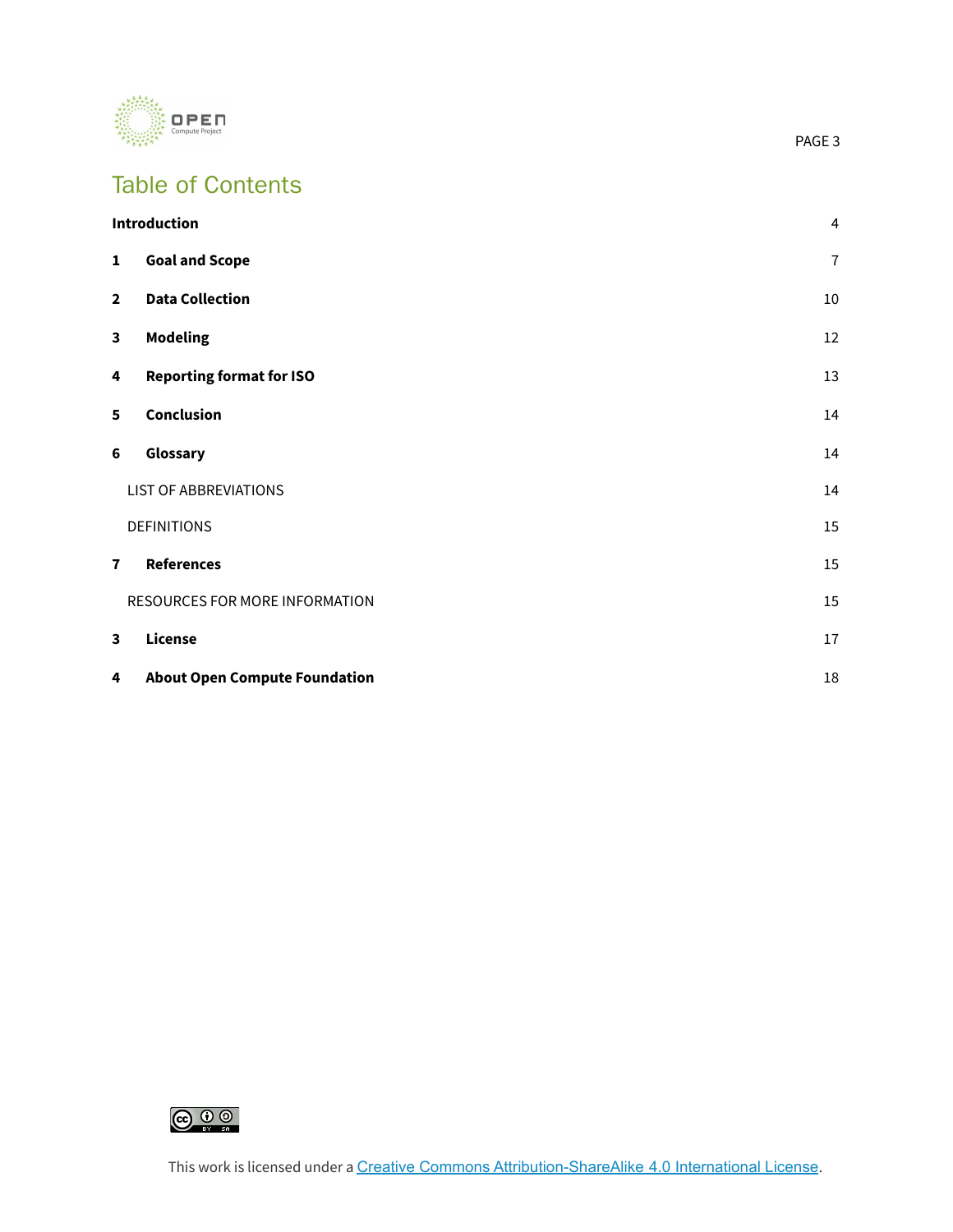# Table of Contents

| | | |
|---|---|---|
| **Introduction** | | 4 |
| **1** | **Goal and Scope** | 7 |
| **2** | **Data Collection** | 10 |
| **3** | **Modeling** | 12 |
| **4** | **Reporting format for ISO** | 13 |
| **5** | **Conclusion** | 14 |
| **6** | **Glossary** | 14 |
| | LIST OF ABBREVIATIONS | 14 |
| | DEFINITIONS | 15 |
| **7** | **References** | 15 |
| | RESOURCES FOR MORE INFORMATION | 15 |
| **3** | **License** | 17 |
| **4** | **About Open Compute Foundation** | 18 |

This work is licensed under a Creative Commons Attribution-ShareAlike 4.0 International License.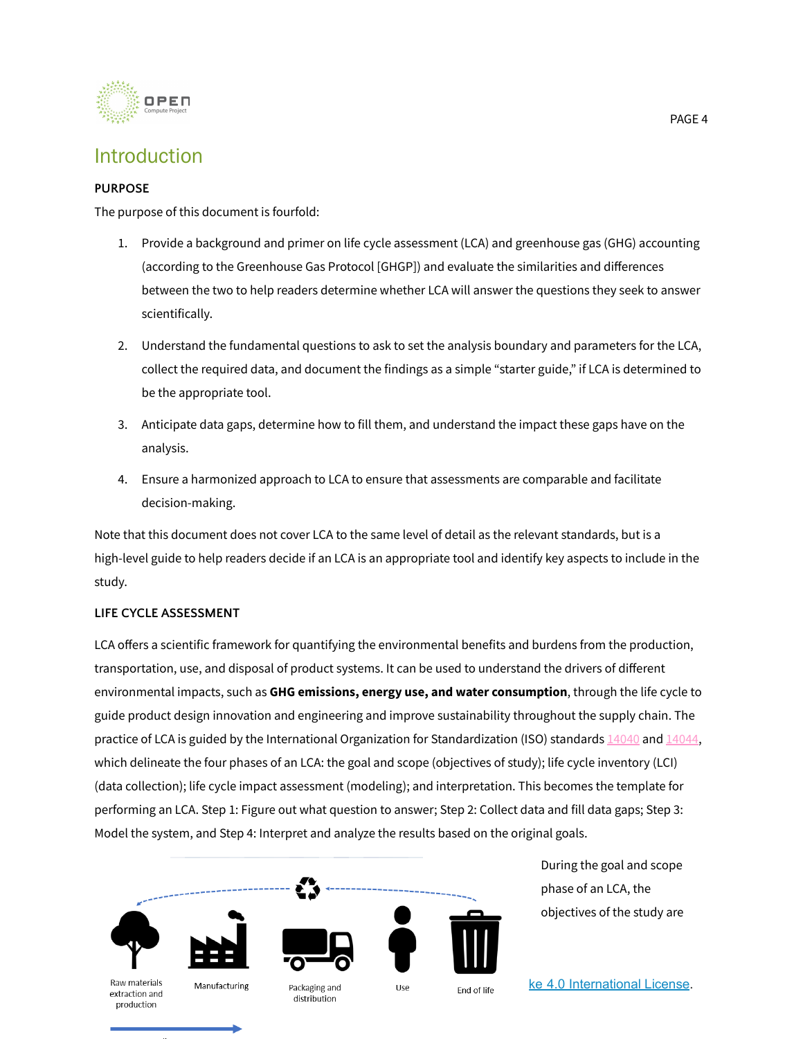# Introduction

## PURPOSE

The purpose of this document is fourfold:

1. Provide a background and primer on life cycle assessment (LCA) and greenhouse gas (GHG) accounting (according to the Greenhouse Gas Protocol [GHGP]) and evaluate the similarities and differences between the two to help readers determine whether LCA will answer the questions they seek to answer scientifically.
2. Understand the fundamental questions to ask to set the analysis boundary and parameters for the LCA, collect the required data, and document the findings as a simple "starter guide," if LCA is determined to be the appropriate tool.
3. Anticipate data gaps, determine how to fill them, and understand the impact these gaps have on the analysis.
4. Ensure a harmonized approach to LCA to ensure that assessments are comparable and facilitate decision-making.

Note that this document does not cover LCA to the same level of detail as the relevant standards, but is a high-level guide to help readers decide if an LCA is an appropriate tool and identify key aspects to include in the study.

## LIFE CYCLE ASSESSMENT

LCA offers a scientific framework for quantifying the environmental benefits and burdens from the production, transportation, use, and disposal of product systems. It can be used to understand the drivers of different environmental impacts, such as **GHG emissions, energy use, and water consumption**, through the life cycle to guide product design innovation and engineering and improve sustainability throughout the supply chain. The practice of LCA is guided by the International Organization for Standardization (ISO) standards 14040 and 14044, which delineate the four phases of an LCA: the goal and scope (objectives of study); life cycle inventory (LCI) (data collection); life cycle impact assessment (modeling); and interpretation. This becomes the template for performing an LCA. Step 1: Figure out what question to answer; Step 2: Collect data and fill data gaps; Step 3: Model the system, and Step 4: Interpret and analyze the results based on the original goals.

Raw materials extraction and production | Manufacturing | Packaging and distribution | Use | End of life

During the goal and scope phase of an LCA, the objectives of the study are

ke 4.0 International License.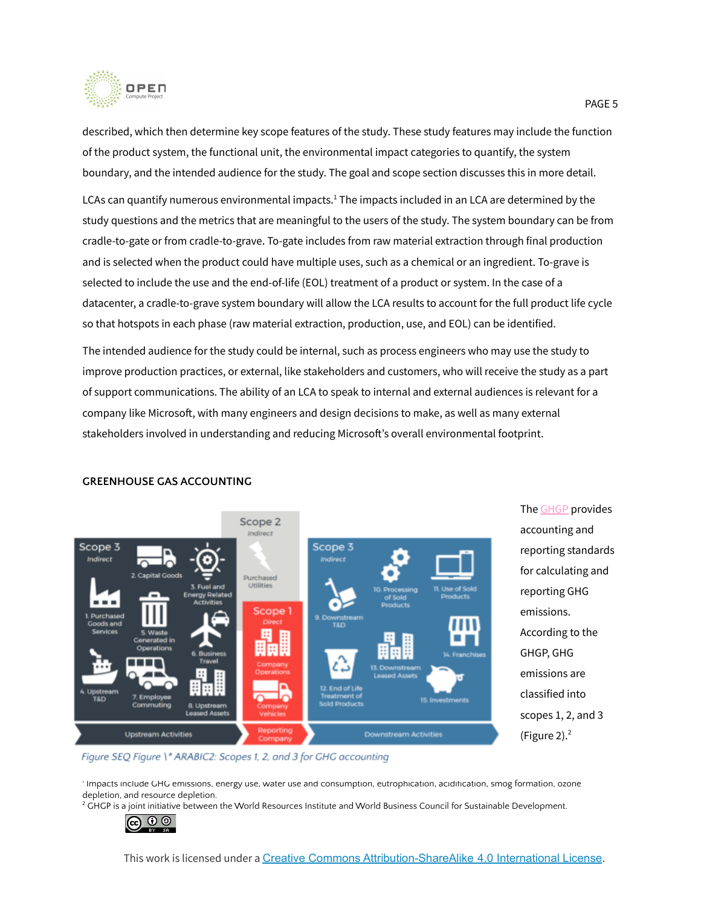described, which then determine key scope features of the study. These study features may include the function of the product system, the functional unit, the environmental impact categories to quantify, the system boundary, and the intended audience for the study. The goal and scope section discusses this in more detail.

LCAs can quantify numerous environmental impacts.[1] The impacts included in an LCA are determined by the study questions and the metrics that are meaningful to the users of the study. The system boundary can be from cradle-to-gate or from cradle-to-grave. To-gate includes from raw material extraction through final production and is selected when the product could have multiple uses, such as a chemical or an ingredient. To-grave is selected to include the use and the end-of-life (EOL) treatment of a product or system. In the case of a datacenter, a cradle-to-grave system boundary will allow the LCA results to account for the full product life cycle so that hotspots in each phase (raw material extraction, production, use, and EOL) can be identified.

The intended audience for the study could be internal, such as process engineers who may use the study to improve production practices, or external, like stakeholders and customers, who will receive the study as a part of support communications. The ability of an LCA to speak to internal and external audiences is relevant for a company like Microsoft, with many engineers and design decisions to make, as well as many external stakeholders involved in understanding and reducing Microsoft's overall environmental footprint.

## GREENHOUSE GAS ACCOUNTING

The GHGP provides accounting and reporting standards for calculating and reporting GHG emissions. According to the GHGP, GHG emissions are classified into scopes 1, 2, and 3 (Figure 2).[2]

Figure SEQ Figure \* ARABIC2: Scopes 1, 2, and 3 for GHG accounting

[1] Impacts include GHG emissions, energy use, water use and consumption, eutrophication, acidification, smog formation, ozone depletion, and resource depletion.

[2] GHGP is a joint initiative between the World Resources Institute and World Business Council for Sustainable Development.

This work is licensed under a Creative Commons Attribution-ShareAlike 4.0 International License.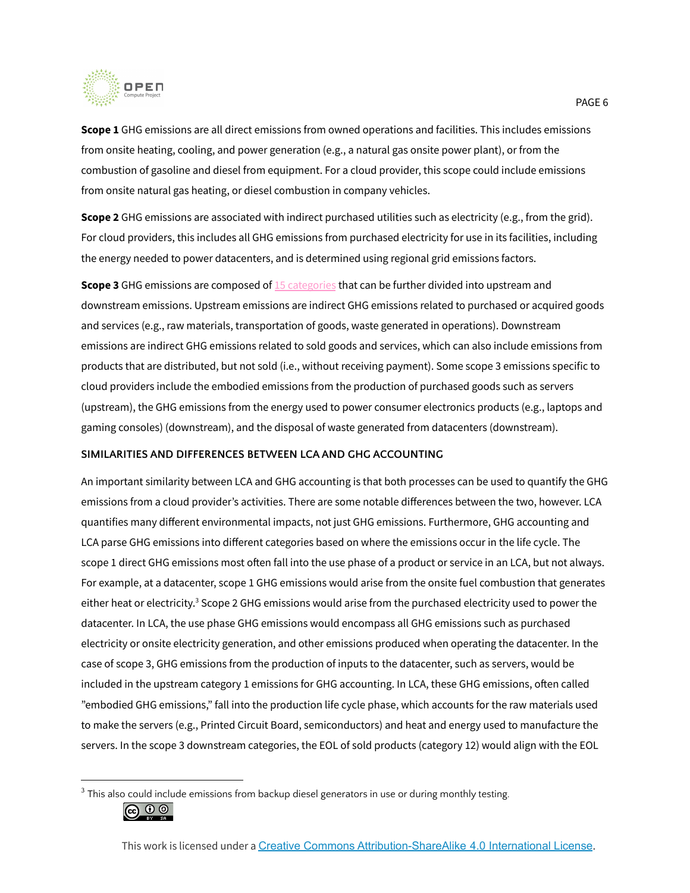**Scope 1** GHG emissions are all direct emissions from owned operations and facilities. This includes emissions from onsite heating, cooling, and power generation (e.g., a natural gas onsite power plant), or from the combustion of gasoline and diesel from equipment. For a cloud provider, this scope could include emissions from onsite natural gas heating, or diesel combustion in company vehicles.

**Scope 2** GHG emissions are associated with indirect purchased utilities such as electricity (e.g., from the grid). For cloud providers, this includes all GHG emissions from purchased electricity for use in its facilities, including the energy needed to power datacenters, and is determined using regional grid emissions factors.

**Scope 3** GHG emissions are composed of 15 categories that can be further divided into upstream and downstream emissions. Upstream emissions are indirect GHG emissions related to purchased or acquired goods and services (e.g., raw materials, transportation of goods, waste generated in operations). Downstream emissions are indirect GHG emissions related to sold goods and services, which can also include emissions from products that are distributed, but not sold (i.e., without receiving payment). Some scope 3 emissions specific to cloud providers include the embodied emissions from the production of purchased goods such as servers (upstream), the GHG emissions from the energy used to power consumer electronics products (e.g., laptops and gaming consoles) (downstream), and the disposal of waste generated from datacenters (downstream).

### SIMILARITIES AND DIFFERENCES BETWEEN LCA AND GHG ACCOUNTING

An important similarity between LCA and GHG accounting is that both processes can be used to quantify the GHG emissions from a cloud provider's activities. There are some notable differences between the two, however. LCA quantifies many different environmental impacts, not just GHG emissions. Furthermore, GHG accounting and LCA parse GHG emissions into different categories based on where the emissions occur in the life cycle. The scope 1 direct GHG emissions most often fall into the use phase of a product or service in an LCA, but not always. For example, at a datacenter, scope 1 GHG emissions would arise from the onsite fuel combustion that generates either heat or electricity.[3] Scope 2 GHG emissions would arise from the purchased electricity used to power the datacenter. In LCA, the use phase GHG emissions would encompass all GHG emissions such as purchased electricity or onsite electricity generation, and other emissions produced when operating the datacenter. In the case of scope 3, GHG emissions from the production of inputs to the datacenter, such as servers, would be included in the upstream category 1 emissions for GHG accounting. In LCA, these GHG emissions, often called "embodied GHG emissions," fall into the production life cycle phase, which accounts for the raw materials used to make the servers (e.g., Printed Circuit Board, semiconductors) and heat and energy used to manufacture the servers. In the scope 3 downstream categories, the EOL of sold products (category 12) would align with the EOL

[3] This also could include emissions from backup diesel generators in use or during monthly testing.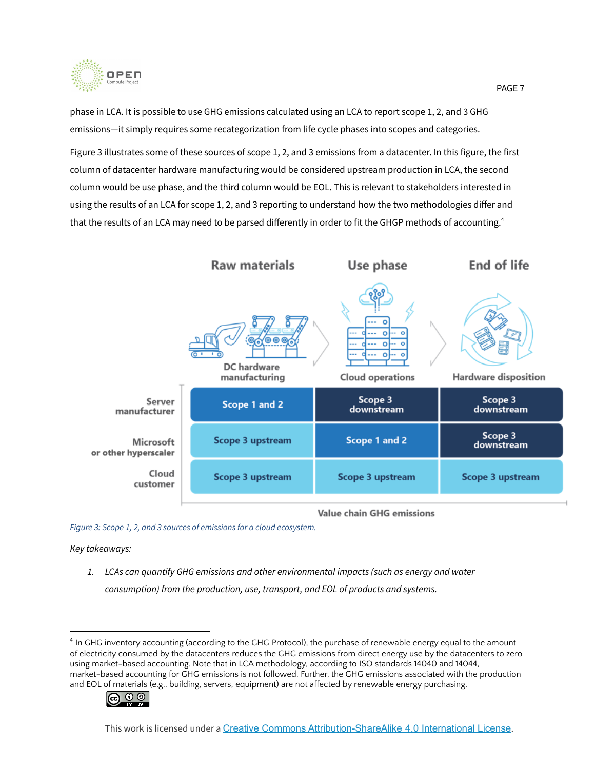phase in LCA. It is possible to use GHG emissions calculated using an LCA to report scope 1, 2, and 3 GHG emissions—it simply requires some recategorization from life cycle phases into scopes and categories.

Figure 3 illustrates some of these sources of scope 1, 2, and 3 emissions from a datacenter. In this figure, the first column of datacenter hardware manufacturing would be considered upstream production in LCA, the second column would be use phase, and the third column would be EOL. This is relevant to stakeholders interested in using the results of an LCA for scope 1, 2, and 3 reporting to understand how the two methodologies differ and that the results of an LCA may need to be parsed differently in order to fit the GHGP methods of accounting.[4]

| | Raw materials<br>DC hardware manufacturing | Use phase<br>Cloud operations | End of life<br>Hardware disposition |
|---|---|---|---|
| Server manufacturer | Scope 1 and 2 | Scope 3 downstream | Scope 3 downstream |
| Microsoft or other hyperscaler | Scope 3 upstream | Scope 1 and 2 | Scope 3 downstream |
| Cloud customer | Scope 3 upstream | Scope 3 upstream | Scope 3 upstream |

Value chain GHG emissions

*Figure 3: Scope 1, 2, and 3 sources of emissions for a cloud ecosystem.*

*Key takeaways:*

1. *LCAs can quantify GHG emissions and other environmental impacts (such as energy and water consumption) from the production, use, transport, and EOL of products and systems.*

[4] In GHG inventory accounting (according to the GHG Protocol), the purchase of renewable energy equal to the amount of electricity consumed by the datacenters reduces the GHG emissions from direct energy use by the datacenters to zero using market-based accounting. Note that in LCA methodology, according to ISO standards 14040 and 14044, market-based accounting for GHG emissions is not followed. Further, the GHG emissions associated with the production and EOL of materials (e.g., building, servers, equipment) are not affected by renewable energy purchasing.

This work is licensed under a Creative Commons Attribution-ShareAlike 4.0 International License.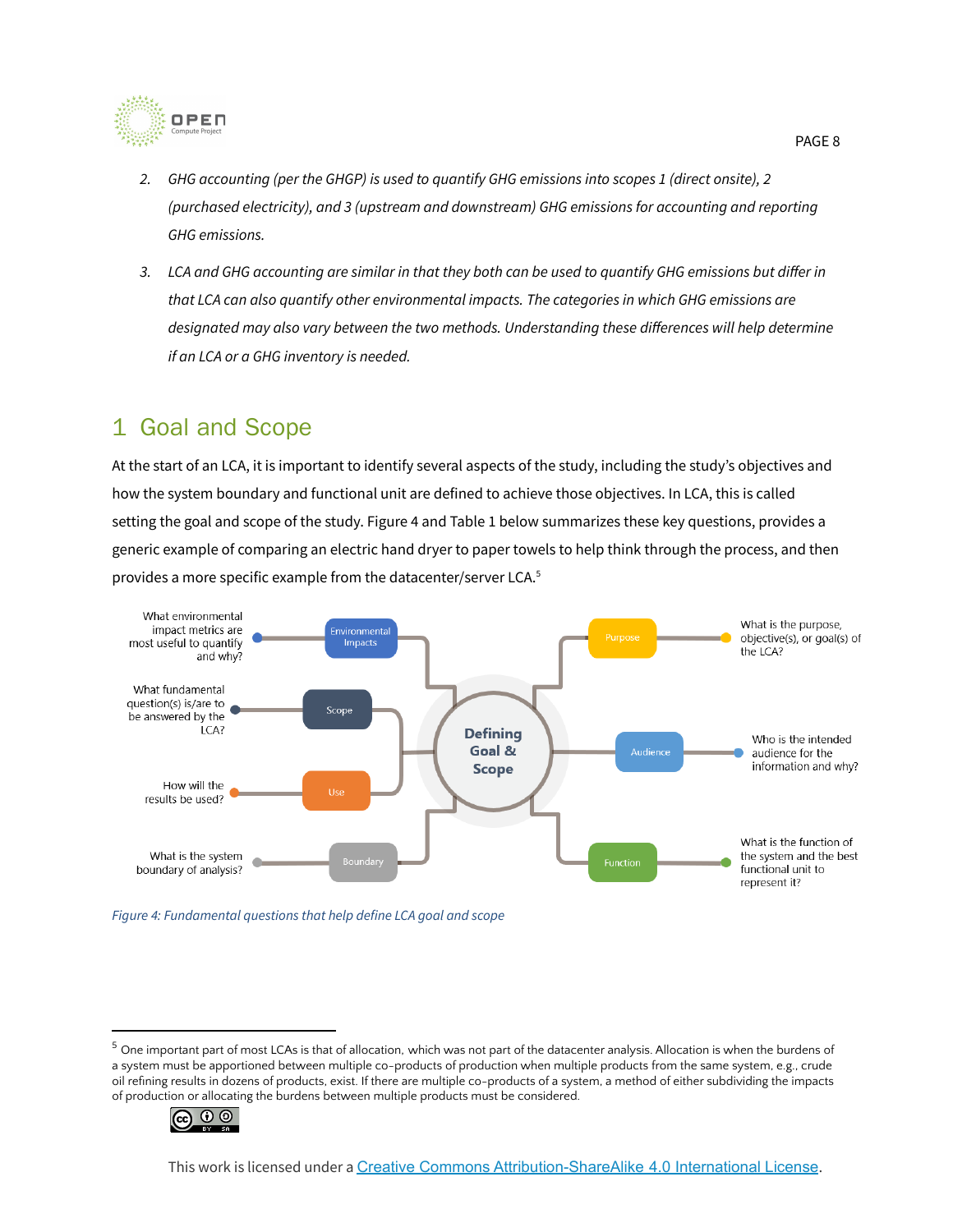2. *GHG accounting (per the GHGP) is used to quantify GHG emissions into scopes 1 (direct onsite), 2 (purchased electricity), and 3 (upstream and downstream) GHG emissions for accounting and reporting GHG emissions.*

3. *LCA and GHG accounting are similar in that they both can be used to quantify GHG emissions but differ in that LCA can also quantify other environmental impacts. The categories in which GHG emissions are designated may also vary between the two methods. Understanding these differences will help determine if an LCA or a GHG inventory is needed.*

# 1 Goal and Scope

At the start of an LCA, it is important to identify several aspects of the study, including the study's objectives and how the system boundary and functional unit are defined to achieve those objectives. In LCA, this is called setting the goal and scope of the study. Figure 4 and Table 1 below summarizes these key questions, provides a generic example of comparing an electric hand dryer to paper towels to help think through the process, and then provides a more specific example from the datacenter/server LCA.[5]

Defining Goal & Scope

- Environmental Impacts: What environmental impact metrics are most useful to quantify and why?
- Scope: What fundamental question(s) is/are to be answered by the LCA?
- Use: How will the results be used?
- Boundary: What is the system boundary of analysis?
- Purpose: What is the purpose, objective(s), or goal(s) of the LCA?
- Audience: Who is the intended audience for the information and why?
- Function: What is the function of the system and the best functional unit to represent it?

*Figure 4: Fundamental questions that help define LCA goal and scope*

[5] One important part of most LCAs is that of allocation, which was not part of the datacenter analysis. Allocation is when the burdens of a system must be apportioned between multiple co-products of production when multiple products from the same system, e.g., crude oil refining results in dozens of products, exist. If there are multiple co-products of a system, a method of either subdividing the impacts of production or allocating the burdens between multiple products must be considered.

This work is licensed under a Creative Commons Attribution-ShareAlike 4.0 International License.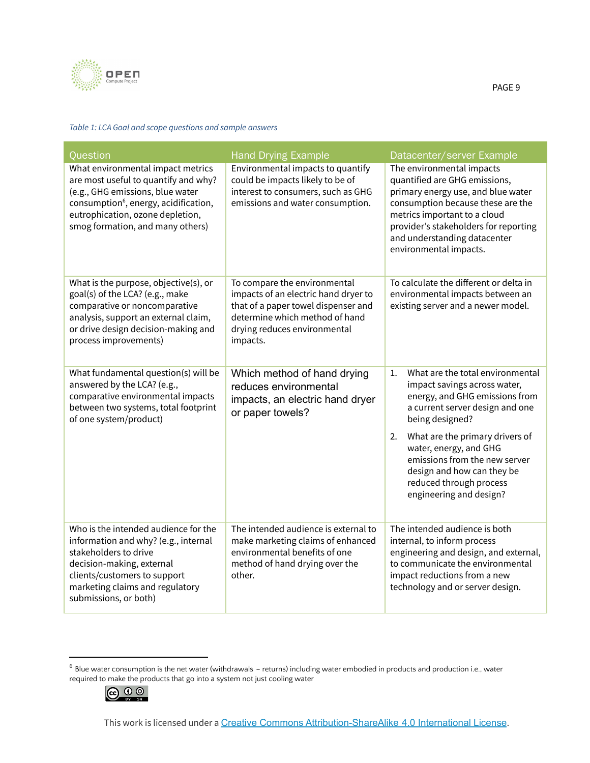*Table 1: LCA Goal and scope questions and sample answers*

| Question | Hand Drying Example | Datacenter/server Example |
|---|---|---|
| What environmental impact metrics are most useful to quantify and why? (e.g., GHG emissions, blue water consumption[6], energy, acidification, eutrophication, ozone depletion, smog formation, and many others) | Environmental impacts to quantify could be impacts likely to be of interest to consumers, such as GHG emissions and water consumption. | The environmental impacts quantified are GHG emissions, primary energy use, and blue water consumption because these are the metrics important to a cloud provider's stakeholders for reporting and understanding datacenter environmental impacts. |
| What is the purpose, objective(s), or goal(s) of the LCA? (e.g., make comparative or noncomparative analysis, support an external claim, or drive design decision-making and process improvements) | To compare the environmental impacts of an electric hand dryer to that of a paper towel dispenser and determine which method of hand drying reduces environmental impacts. | To calculate the different or delta in environmental impacts between an existing server and a newer model. |
| What fundamental question(s) will be answered by the LCA? (e.g., comparative environmental impacts between two systems, total footprint of one system/product) | Which method of hand drying reduces environmental impacts, an electric hand dryer or paper towels? | 1. What are the total environmental impact savings across water, energy, and GHG emissions from a current server design and one being designed? <br> 2. What are the primary drivers of water, energy, and GHG emissions from the new server design and how can they be reduced through process engineering and design? |
| Who is the intended audience for the information and why? (e.g., internal stakeholders to drive decision-making, external clients/customers to support marketing claims and regulatory submissions, or both) | The intended audience is external to make marketing claims of enhanced environmental benefits of one method of hand drying over the other. | The intended audience is both internal, to inform process engineering and design, and external, to communicate the environmental impact reductions from a new technology and or server design. |

[6] Blue water consumption is the net water (withdrawals – returns) including water embodied in products and production i.e., water required to make the products that go into a system not just cooling water

This work is licensed under a Creative Commons Attribution-ShareAlike 4.0 International License.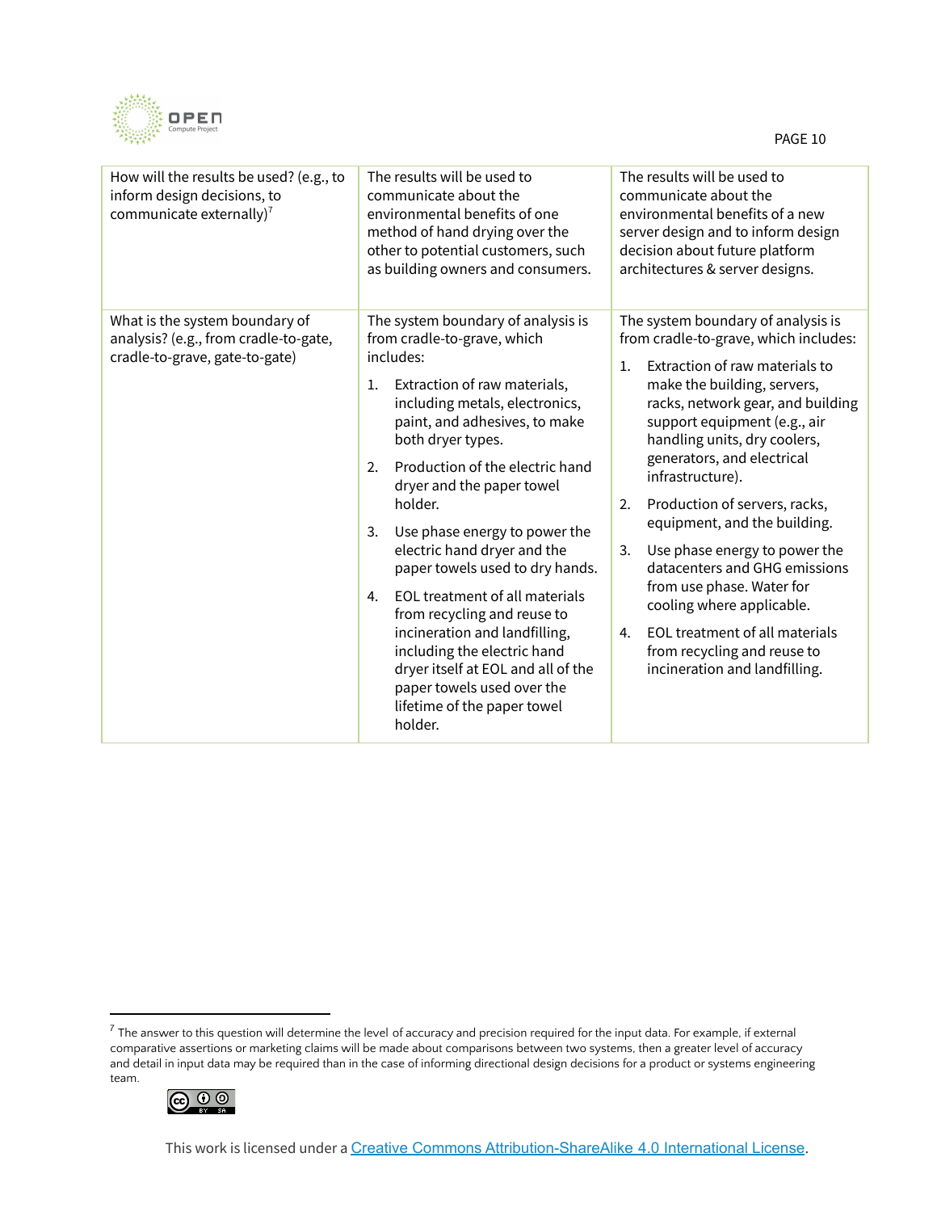| How will the results be used? (e.g., to inform design decisions, to communicate externally)[7] | The results will be used to communicate about the environmental benefits of one method of hand drying over the other to potential customers, such as building owners and consumers. | The results will be used to communicate about the environmental benefits of a new server design and to inform design decision about future platform architectures & server designs. |
|---|---|---|
| What is the system boundary of analysis? (e.g., from cradle-to-gate, cradle-to-grave, gate-to-gate) | The system boundary of analysis is from cradle-to-grave, which includes:<br>1. Extraction of raw materials, including metals, electronics, paint, and adhesives, to make both dryer types.<br>2. Production of the electric hand dryer and the paper towel holder.<br>3. Use phase energy to power the electric hand dryer and the paper towels used to dry hands.<br>4. EOL treatment of all materials from recycling and reuse to incineration and landfilling, including the electric hand dryer itself at EOL and all of the paper towels used over the lifetime of the paper towel holder. | The system boundary of analysis is from cradle-to-grave, which includes:<br>1. Extraction of raw materials to make the building, servers, racks, network gear, and building support equipment (e.g., air handling units, dry coolers, generators, and electrical infrastructure).<br>2. Production of servers, racks, equipment, and the building.<br>3. Use phase energy to power the datacenters and GHG emissions from use phase. Water for cooling where applicable.<br>4. EOL treatment of all materials from recycling and reuse to incineration and landfilling. |

[7] The answer to this question will determine the level of accuracy and precision required for the input data. For example, if external comparative assertions or marketing claims will be made about comparisons between two systems, then a greater level of accuracy and detail in input data may be required than in the case of informing directional design decisions for a product or systems engineering team.

This work is licensed under a Creative Commons Attribution-ShareAlike 4.0 International License.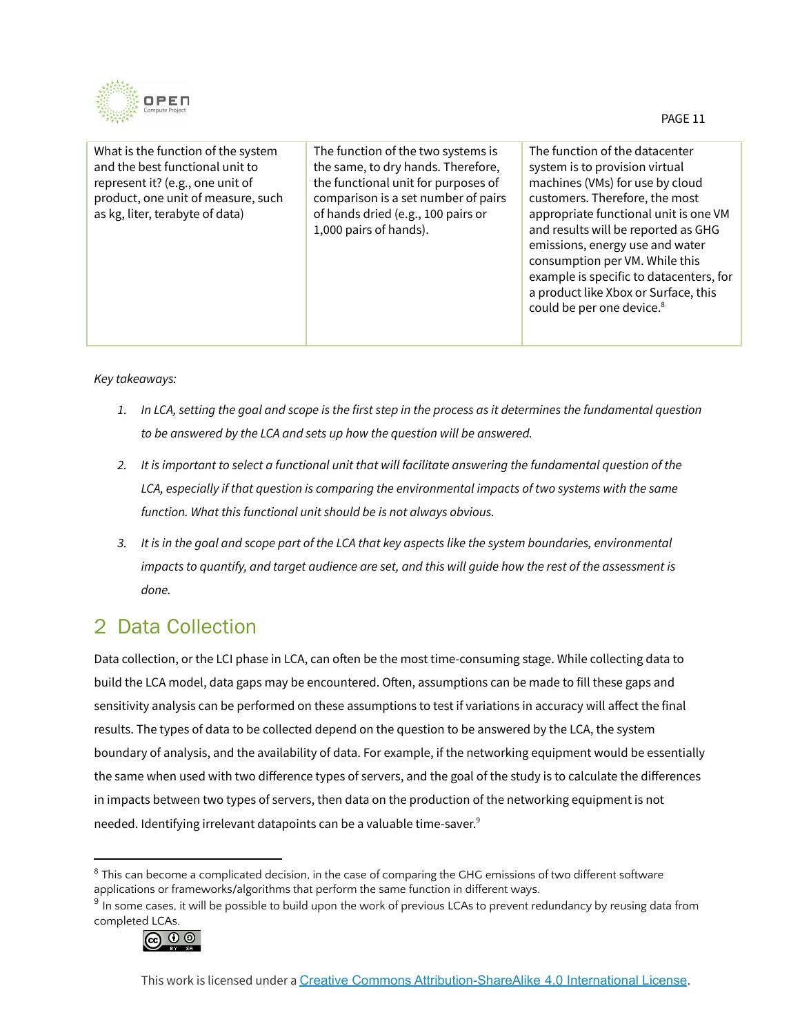| What is the function of the system and the best functional unit to represent it? (e.g., one unit of product, one unit of measure, such as kg, liter, terabyte of data) | The function of the two systems is the same, to dry hands. Therefore, the functional unit for purposes of comparison is a set number of pairs of hands dried (e.g., 100 pairs or 1,000 pairs of hands). | The function of the datacenter system is to provision virtual machines (VMs) for use by cloud customers. Therefore, the most appropriate functional unit is one VM and results will be reported as GHG emissions, energy use and water consumption per VM. While this example is specific to datacenters, for a product like Xbox or Surface, this could be per one device.[8] |
|---|---|---|

*Key takeaways:*

1. *In LCA, setting the goal and scope is the first step in the process as it determines the fundamental question to be answered by the LCA and sets up how the question will be answered.*
2. *It is important to select a functional unit that will facilitate answering the fundamental question of the LCA, especially if that question is comparing the environmental impacts of two systems with the same function. What this functional unit should be is not always obvious.*
3. *It is in the goal and scope part of the LCA that key aspects like the system boundaries, environmental impacts to quantify, and target audience are set, and this will guide how the rest of the assessment is done.*

## 2 Data Collection

Data collection, or the LCI phase in LCA, can often be the most time-consuming stage. While collecting data to build the LCA model, data gaps may be encountered. Often, assumptions can be made to fill these gaps and sensitivity analysis can be performed on these assumptions to test if variations in accuracy will affect the final results. The types of data to be collected depend on the question to be answered by the LCA, the system boundary of analysis, and the availability of data. For example, if the networking equipment would be essentially the same when used with two difference types of servers, and the goal of the study is to calculate the differences in impacts between two types of servers, then data on the production of the networking equipment is not needed. Identifying irrelevant datapoints can be a valuable time-saver.[9]

---

[8] This can become a complicated decision, in the case of comparing the GHG emissions of two different software applications or frameworks/algorithms that perform the same function in different ways.

[9] In some cases, it will be possible to build upon the work of previous LCAs to prevent redundancy by reusing data from completed LCAs.

This work is licensed under a Creative Commons Attribution-ShareAlike 4.0 International License.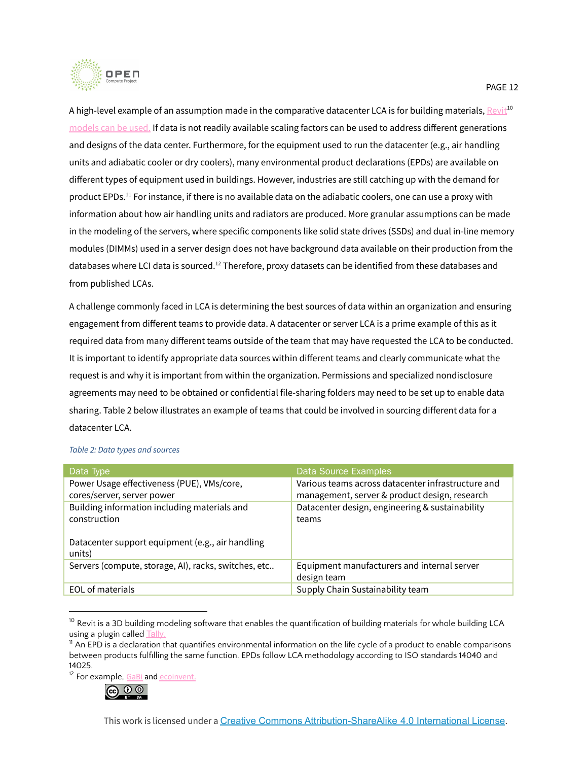A high-level example of an assumption made in the comparative datacenter LCA is for building materials, Revit[10] models can be used. If data is not readily available scaling factors can be used to address different generations and designs of the data center. Furthermore, for the equipment used to run the datacenter (e.g., air handling units and adiabatic cooler or dry coolers), many environmental product declarations (EPDs) are available on different types of equipment used in buildings. However, industries are still catching up with the demand for product EPDs.[11] For instance, if there is no available data on the adiabatic coolers, one can use a proxy with information about how air handling units and radiators are produced. More granular assumptions can be made in the modeling of the servers, where specific components like solid state drives (SSDs) and dual in-line memory modules (DIMMs) used in a server design does not have background data available on their production from the databases where LCI data is sourced.[12] Therefore, proxy datasets can be identified from these databases and from published LCAs.

A challenge commonly faced in LCA is determining the best sources of data within an organization and ensuring engagement from different teams to provide data. A datacenter or server LCA is a prime example of this as it required data from many different teams outside of the team that may have requested the LCA to be conducted. It is important to identify appropriate data sources within different teams and clearly communicate what the request is and why it is important from within the organization. Permissions and specialized nondisclosure agreements may need to be obtained or confidential file-sharing folders may need to be set up to enable data sharing. Table 2 below illustrates an example of teams that could be involved in sourcing different data for a datacenter LCA.

*Table 2: Data types and sources*

| Data Type | Data Source Examples |
|---|---|
| Power Usage effectiveness (PUE), VMs/core, cores/server, server power | Various teams across datacenter infrastructure and management, server & product design, research |
| Building information including materials and construction<br><br>Datacenter support equipment (e.g., air handling units) | Datacenter design, engineering & sustainability teams |
| Servers (compute, storage, AI), racks, switches, etc.. | Equipment manufacturers and internal server design team |
| EOL of materials | Supply Chain Sustainability team |

[10] Revit is a 3D building modeling software that enables the quantification of building materials for whole building LCA using a plugin called Tally.

[11] An EPD is a declaration that quantifies environmental information on the life cycle of a product to enable comparisons between products fulfilling the same function. EPDs follow LCA methodology according to ISO standards 14040 and 14025.

[12] For example, GaBi and ecoinvent.

This work is licensed under a Creative Commons Attribution-ShareAlike 4.0 International License.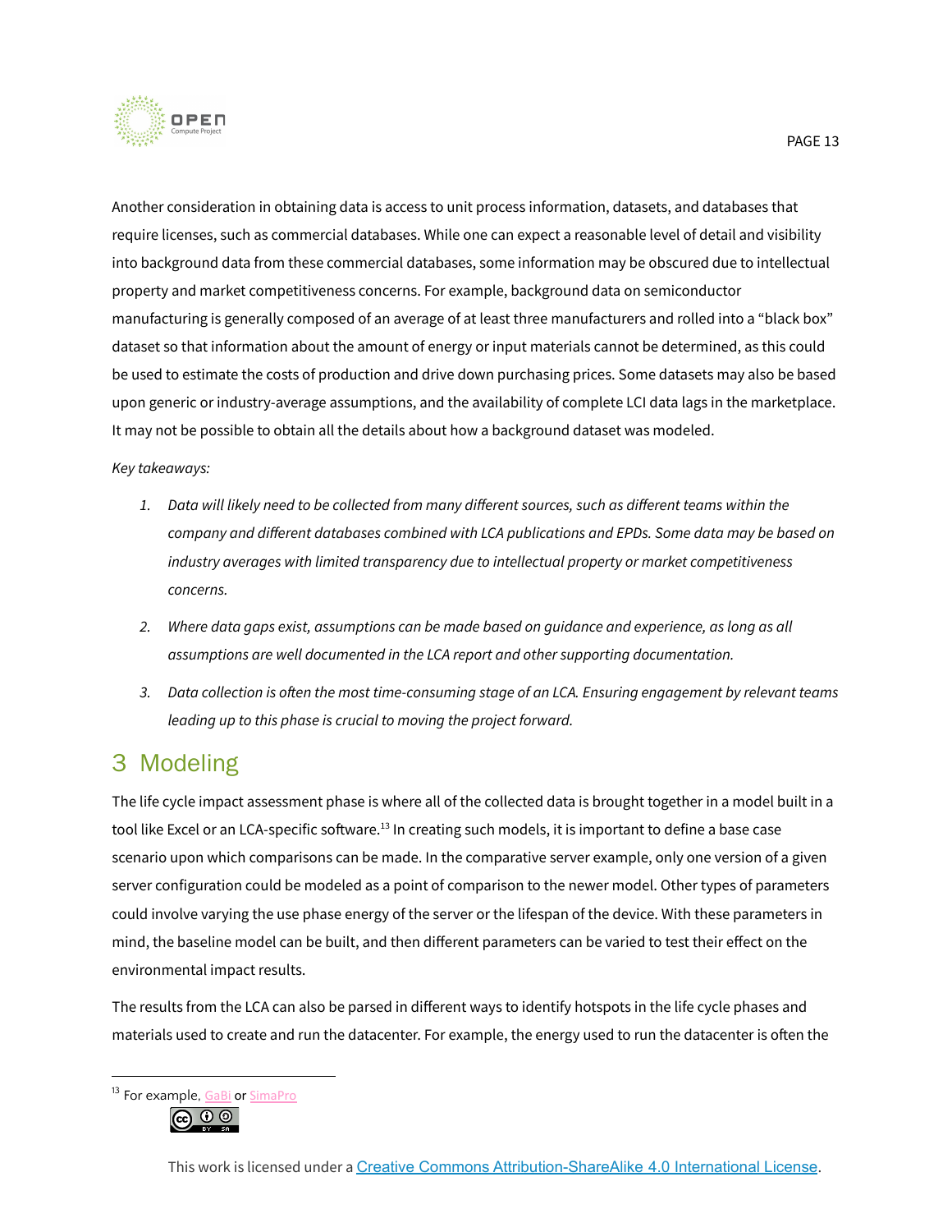Another consideration in obtaining data is access to unit process information, datasets, and databases that require licenses, such as commercial databases. While one can expect a reasonable level of detail and visibility into background data from these commercial databases, some information may be obscured due to intellectual property and market competitiveness concerns. For example, background data on semiconductor manufacturing is generally composed of an average of at least three manufacturers and rolled into a “black box” dataset so that information about the amount of energy or input materials cannot be determined, as this could be used to estimate the costs of production and drive down purchasing prices. Some datasets may also be based upon generic or industry-average assumptions, and the availability of complete LCI data lags in the marketplace. It may not be possible to obtain all the details about how a background dataset was modeled.

*Key takeaways:*

1. *Data will likely need to be collected from many different sources, such as different teams within the company and different databases combined with LCA publications and EPDs. Some data may be based on industry averages with limited transparency due to intellectual property or market competitiveness concerns.*
2. *Where data gaps exist, assumptions can be made based on guidance and experience, as long as all assumptions are well documented in the LCA report and other supporting documentation.*
3. *Data collection is often the most time-consuming stage of an LCA. Ensuring engagement by relevant teams leading up to this phase is crucial to moving the project forward.*

# 3 Modeling

The life cycle impact assessment phase is where all of the collected data is brought together in a model built in a tool like Excel or an LCA-specific software.[13] In creating such models, it is important to define a base case scenario upon which comparisons can be made. In the comparative server example, only one version of a given server configuration could be modeled as a point of comparison to the newer model. Other types of parameters could involve varying the use phase energy of the server or the lifespan of the device. With these parameters in mind, the baseline model can be built, and then different parameters can be varied to test their effect on the environmental impact results.

The results from the LCA can also be parsed in different ways to identify hotspots in the life cycle phases and materials used to create and run the datacenter. For example, the energy used to run the datacenter is often the

[13] For example, GaBi or SimaPro

This work is licensed under a Creative Commons Attribution-ShareAlike 4.0 International License.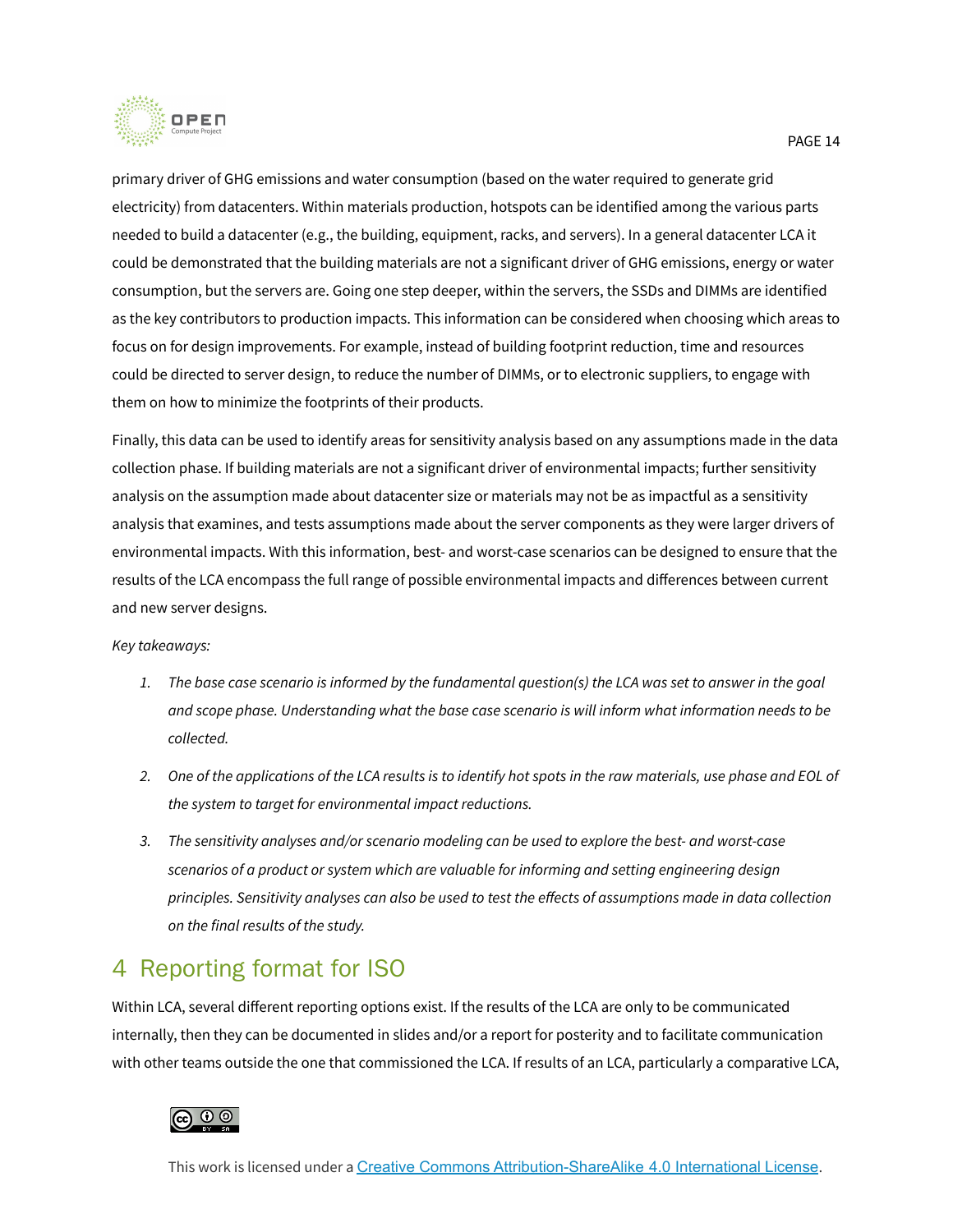primary driver of GHG emissions and water consumption (based on the water required to generate grid electricity) from datacenters. Within materials production, hotspots can be identified among the various parts needed to build a datacenter (e.g., the building, equipment, racks, and servers). In a general datacenter LCA it could be demonstrated that the building materials are not a significant driver of GHG emissions, energy or water consumption, but the servers are. Going one step deeper, within the servers, the SSDs and DIMMs are identified as the key contributors to production impacts. This information can be considered when choosing which areas to focus on for design improvements. For example, instead of building footprint reduction, time and resources could be directed to server design, to reduce the number of DIMMs, or to electronic suppliers, to engage with them on how to minimize the footprints of their products.

Finally, this data can be used to identify areas for sensitivity analysis based on any assumptions made in the data collection phase. If building materials are not a significant driver of environmental impacts; further sensitivity analysis on the assumption made about datacenter size or materials may not be as impactful as a sensitivity analysis that examines, and tests assumptions made about the server components as they were larger drivers of environmental impacts. With this information, best- and worst-case scenarios can be designed to ensure that the results of the LCA encompass the full range of possible environmental impacts and differences between current and new server designs.

*Key takeaways:*

1. *The base case scenario is informed by the fundamental question(s) the LCA was set to answer in the goal and scope phase. Understanding what the base case scenario is will inform what information needs to be collected.*
2. *One of the applications of the LCA results is to identify hot spots in the raw materials, use phase and EOL of the system to target for environmental impact reductions.*
3. *The sensitivity analyses and/or scenario modeling can be used to explore the best- and worst-case scenarios of a product or system which are valuable for informing and setting engineering design principles. Sensitivity analyses can also be used to test the effects of assumptions made in data collection on the final results of the study.*

# 4 Reporting format for ISO

Within LCA, several different reporting options exist. If the results of the LCA are only to be communicated internally, then they can be documented in slides and/or a report for posterity and to facilitate communication with other teams outside the one that commissioned the LCA. If results of an LCA, particularly a comparative LCA,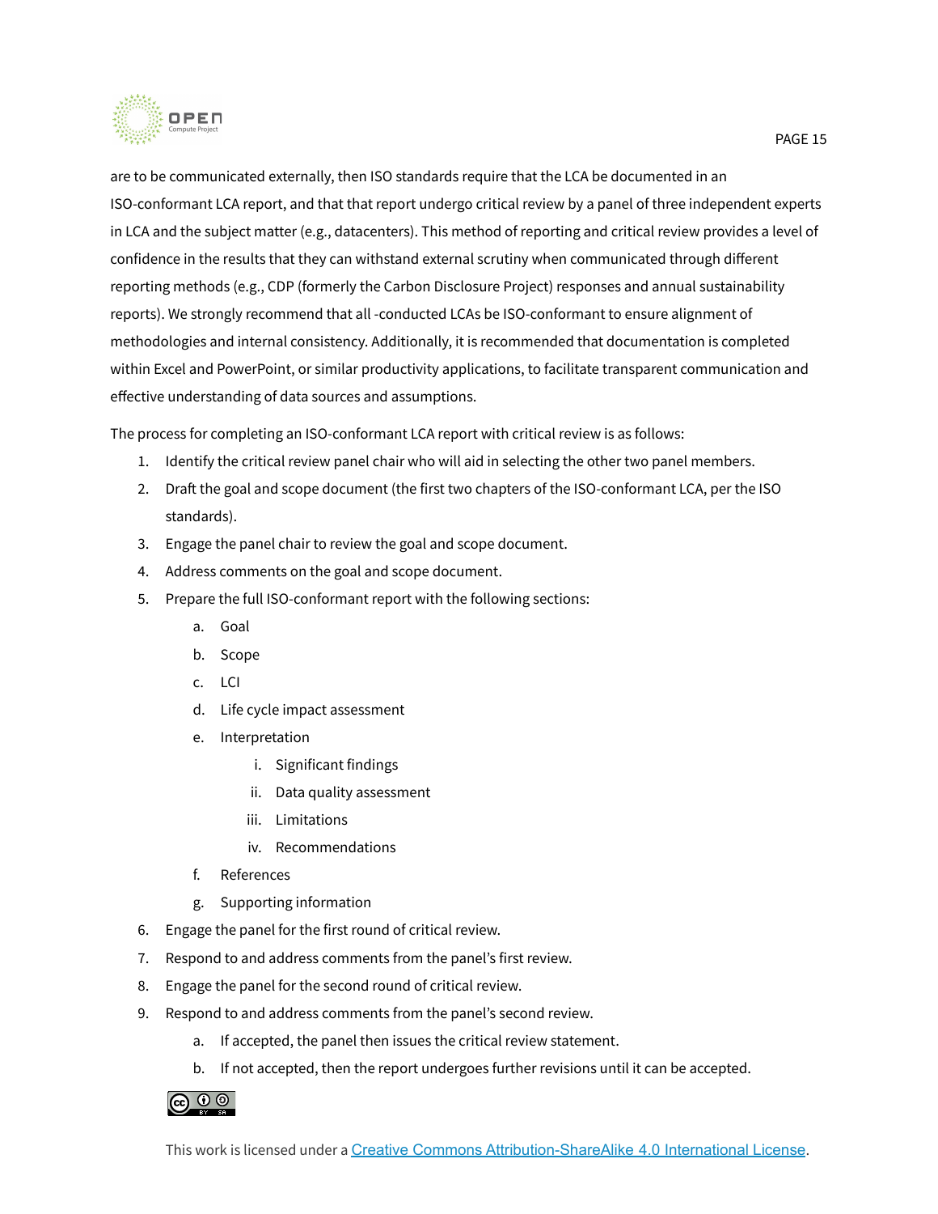are to be communicated externally, then ISO standards require that the LCA be documented in an ISO-conformant LCA report, and that that report undergo critical review by a panel of three independent experts in LCA and the subject matter (e.g., datacenters). This method of reporting and critical review provides a level of confidence in the results that they can withstand external scrutiny when communicated through different reporting methods (e.g., CDP (formerly the Carbon Disclosure Project) responses and annual sustainability reports). We strongly recommend that all -conducted LCAs be ISO-conformant to ensure alignment of methodologies and internal consistency. Additionally, it is recommended that documentation is completed within Excel and PowerPoint, or similar productivity applications, to facilitate transparent communication and effective understanding of data sources and assumptions.

The process for completing an ISO-conformant LCA report with critical review is as follows:

1. Identify the critical review panel chair who will aid in selecting the other two panel members.
2. Draft the goal and scope document (the first two chapters of the ISO-conformant LCA, per the ISO standards).
3. Engage the panel chair to review the goal and scope document.
4. Address comments on the goal and scope document.
5. Prepare the full ISO-conformant report with the following sections:
   a. Goal
   b. Scope
   c. LCI
   d. Life cycle impact assessment
   e. Interpretation
      i. Significant findings
      ii. Data quality assessment
      iii. Limitations
      iv. Recommendations
   f. References
   g. Supporting information
6. Engage the panel for the first round of critical review.
7. Respond to and address comments from the panel's first review.
8. Engage the panel for the second round of critical review.
9. Respond to and address comments from the panel's second review.
   a. If accepted, the panel then issues the critical review statement.
   b. If not accepted, then the report undergoes further revisions until it can be accepted.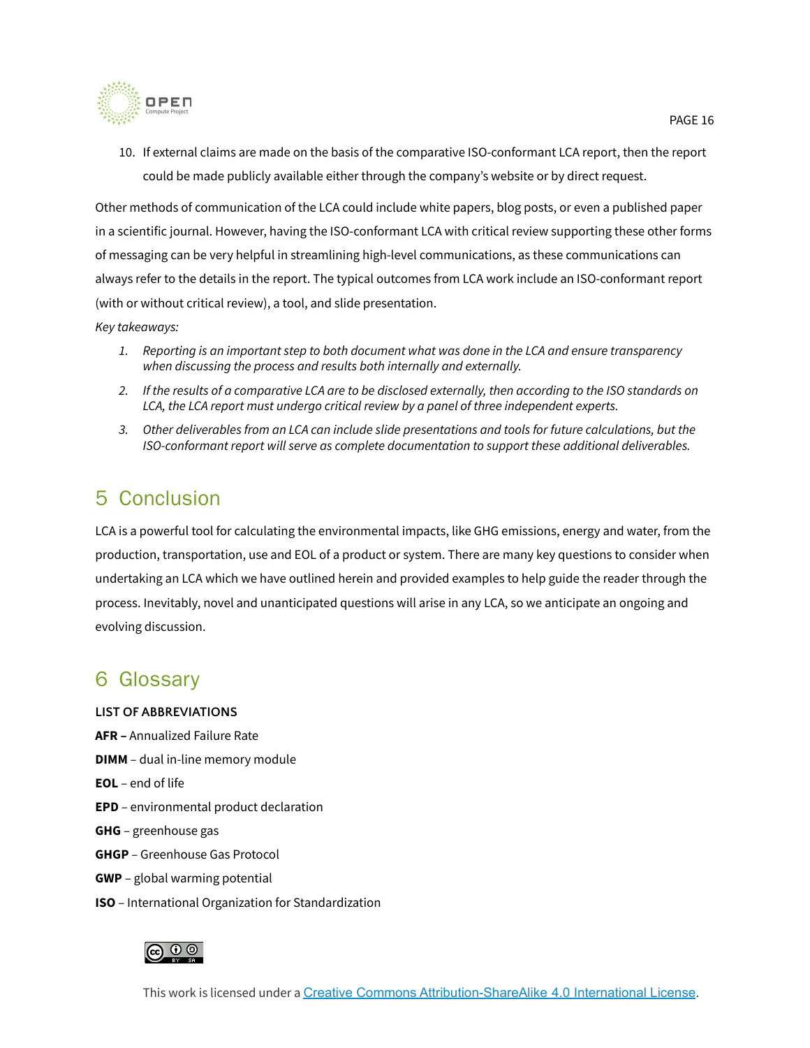10. If external claims are made on the basis of the comparative ISO-conformant LCA report, then the report could be made publicly available either through the company's website or by direct request.

Other methods of communication of the LCA could include white papers, blog posts, or even a published paper in a scientific journal. However, having the ISO-conformant LCA with critical review supporting these other forms of messaging can be very helpful in streamlining high-level communications, as these communications can always refer to the details in the report. The typical outcomes from LCA work include an ISO-conformant report (with or without critical review), a tool, and slide presentation.

*Key takeaways:*

1. *Reporting is an important step to both document what was done in the LCA and ensure transparency when discussing the process and results both internally and externally.*
2. *If the results of a comparative LCA are to be disclosed externally, then according to the ISO standards on LCA, the LCA report must undergo critical review by a panel of three independent experts.*
3. *Other deliverables from an LCA can include slide presentations and tools for future calculations, but the ISO-conformant report will serve as complete documentation to support these additional deliverables.*

# 5 Conclusion

LCA is a powerful tool for calculating the environmental impacts, like GHG emissions, energy and water, from the production, transportation, use and EOL of a product or system. There are many key questions to consider when undertaking an LCA which we have outlined herein and provided examples to help guide the reader through the process. Inevitably, novel and unanticipated questions will arise in any LCA, so we anticipate an ongoing and evolving discussion.

# 6 Glossary

**LIST OF ABBREVIATIONS**

**AFR –** Annualized Failure Rate

**DIMM** – dual in-line memory module

**EOL** – end of life

**EPD** – environmental product declaration

**GHG** – greenhouse gas

**GHGP** – Greenhouse Gas Protocol

**GWP** – global warming potential

**ISO** – International Organization for Standardization

This work is licensed under a [Creative Commons Attribution-ShareAlike 4.0 International License](https://creativecommons.org/licenses/by-sa/4.0/).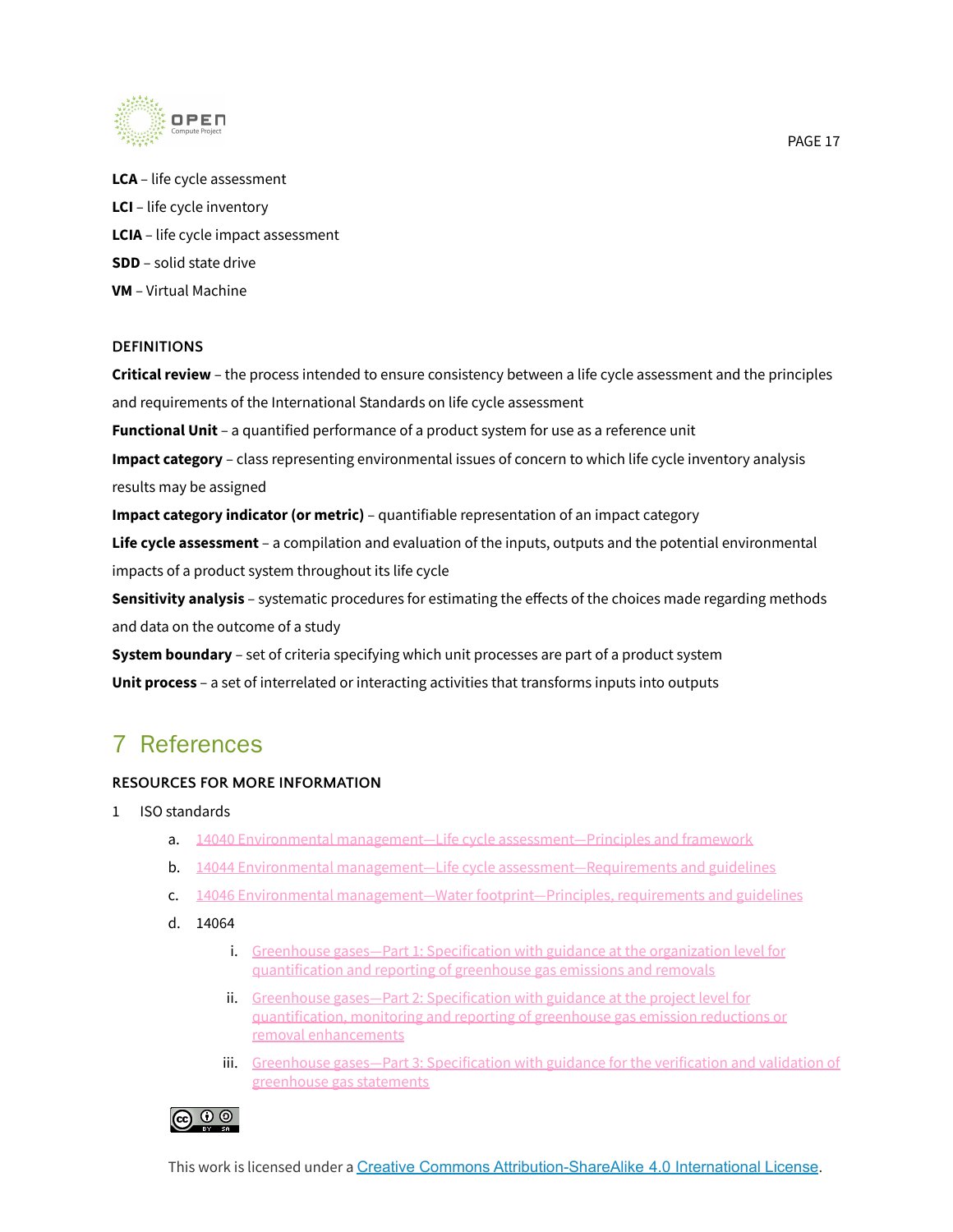**LCA** – life cycle assessment

**LCI** – life cycle inventory

**LCIA** – life cycle impact assessment

**SDD** – solid state drive

**VM** – Virtual Machine

**DEFINITIONS**

**Critical review** – the process intended to ensure consistency between a life cycle assessment and the principles and requirements of the International Standards on life cycle assessment

**Functional Unit** – a quantified performance of a product system for use as a reference unit

**Impact category** – class representing environmental issues of concern to which life cycle inventory analysis results may be assigned

**Impact category indicator (or metric)** – quantifiable representation of an impact category

**Life cycle assessment** – a compilation and evaluation of the inputs, outputs and the potential environmental impacts of a product system throughout its life cycle

**Sensitivity analysis** – systematic procedures for estimating the effects of the choices made regarding methods and data on the outcome of a study

**System boundary** – set of criteria specifying which unit processes are part of a product system

**Unit process** – a set of interrelated or interacting activities that transforms inputs into outputs

# 7 References

**RESOURCES FOR MORE INFORMATION**

1. ISO standards
   a. 14040 Environmental management—Life cycle assessment—Principles and framework
   b. 14044 Environmental management—Life cycle assessment—Requirements and guidelines
   c. 14046 Environmental management—Water footprint—Principles, requirements and guidelines
   d. 14064
      i. Greenhouse gases—Part 1: Specification with guidance at the organization level for quantification and reporting of greenhouse gas emissions and removals
      ii. Greenhouse gases—Part 2: Specification with guidance at the project level for quantification, monitoring and reporting of greenhouse gas emission reductions or removal enhancements
      iii. Greenhouse gases—Part 3: Specification with guidance for the verification and validation of greenhouse gas statements

This work is licensed under a Creative Commons Attribution-ShareAlike 4.0 International License.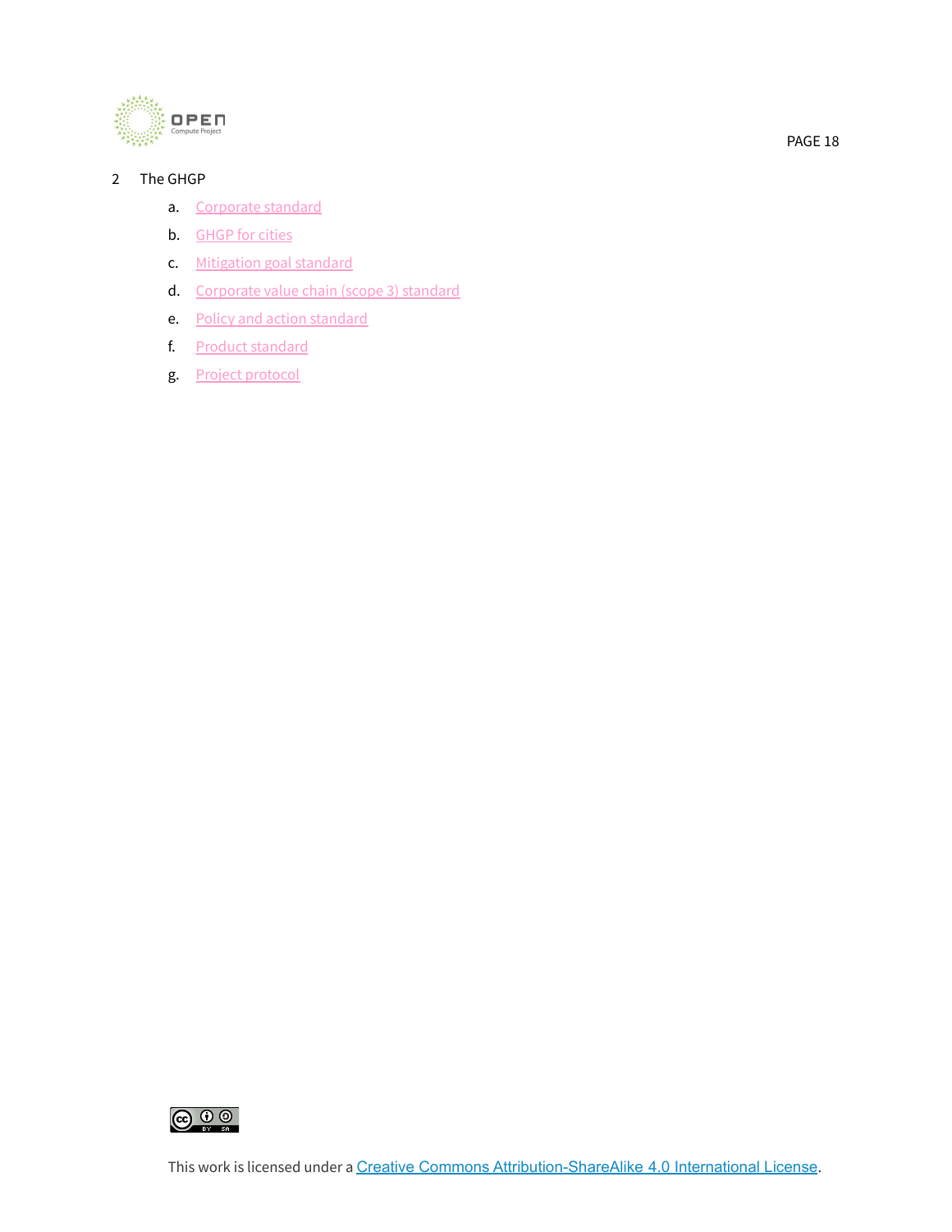2 The GHGP

a. Corporate standard
b. GHGP for cities
c. Mitigation goal standard
d. Corporate value chain (scope 3) standard
e. Policy and action standard
f. Product standard
g. Project protocol

This work is licensed under a Creative Commons Attribution-ShareAlike 4.0 International License.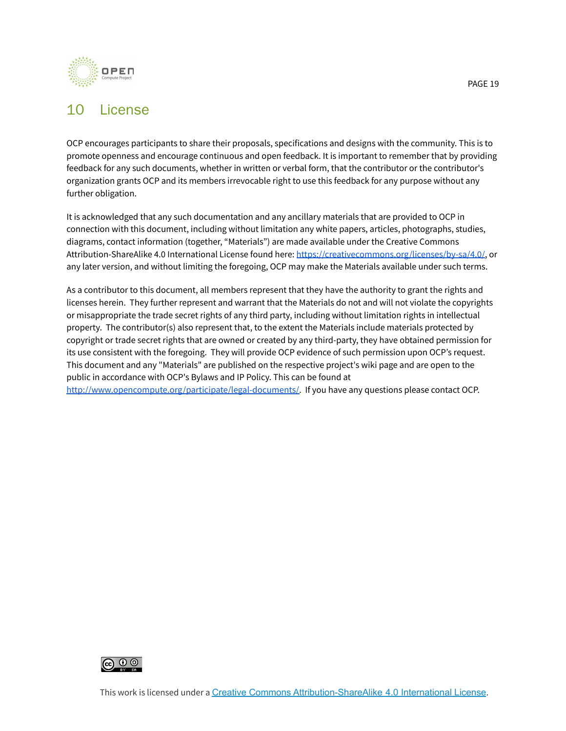# 10 License

OCP encourages participants to share their proposals, specifications and designs with the community. This is to promote openness and encourage continuous and open feedback. It is important to remember that by providing feedback for any such documents, whether in written or verbal form, that the contributor or the contributor's organization grants OCP and its members irrevocable right to use this feedback for any purpose without any further obligation.

It is acknowledged that any such documentation and any ancillary materials that are provided to OCP in connection with this document, including without limitation any white papers, articles, photographs, studies, diagrams, contact information (together, "Materials") are made available under the Creative Commons Attribution-ShareAlike 4.0 International License found here: https://creativecommons.org/licenses/by-sa/4.0/, or any later version, and without limiting the foregoing, OCP may make the Materials available under such terms.

As a contributor to this document, all members represent that they have the authority to grant the rights and licenses herein. They further represent and warrant that the Materials do not and will not violate the copyrights or misappropriate the trade secret rights of any third party, including without limitation rights in intellectual property. The contributor(s) also represent that, to the extent the Materials include materials protected by copyright or trade secret rights that are owned or created by any third-party, they have obtained permission for its use consistent with the foregoing. They will provide OCP evidence of such permission upon OCP's request. This document and any "Materials" are published on the respective project's wiki page and are open to the public in accordance with OCP's Bylaws and IP Policy. This can be found at http://www.opencompute.org/participate/legal-documents/. If you have any questions please contact OCP.

This work is licensed under a Creative Commons Attribution-ShareAlike 4.0 International License.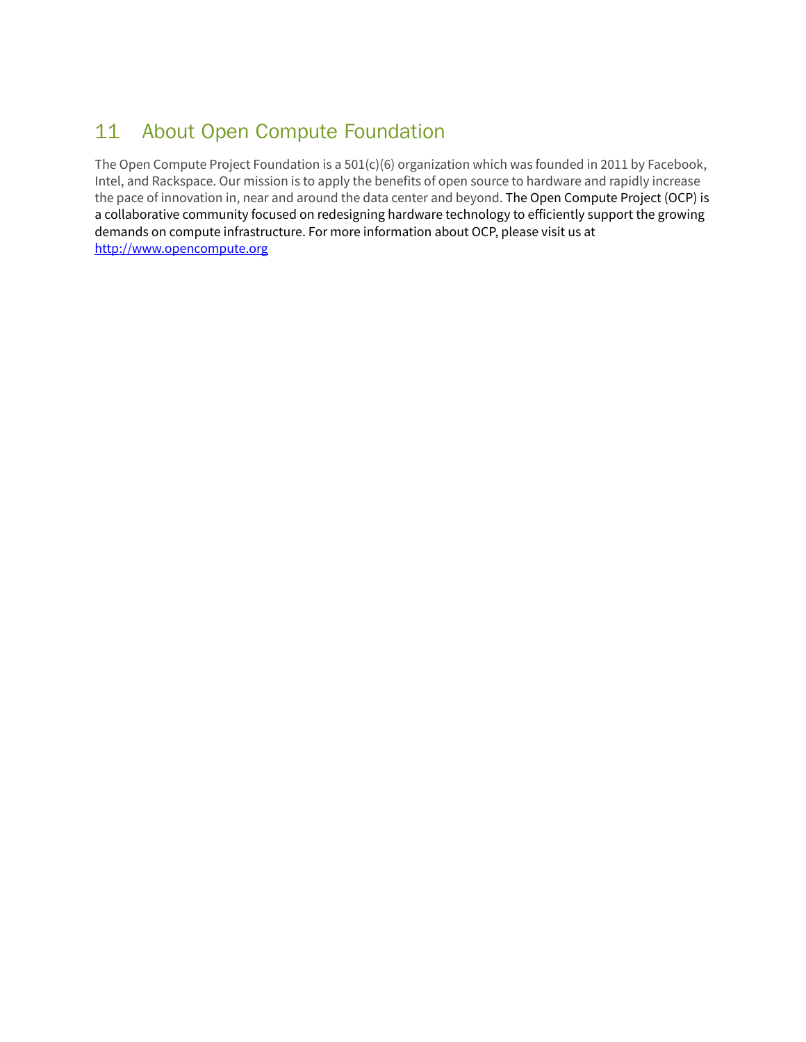# 11 About Open Compute Foundation

The Open Compute Project Foundation is a 501(c)(6) organization which was founded in 2011 by Facebook, Intel, and Rackspace. Our mission is to apply the benefits of open source to hardware and rapidly increase the pace of innovation in, near and around the data center and beyond. The Open Compute Project (OCP) is a collaborative community focused on redesigning hardware technology to efficiently support the growing demands on compute infrastructure. For more information about OCP, please visit us at http://www.opencompute.org